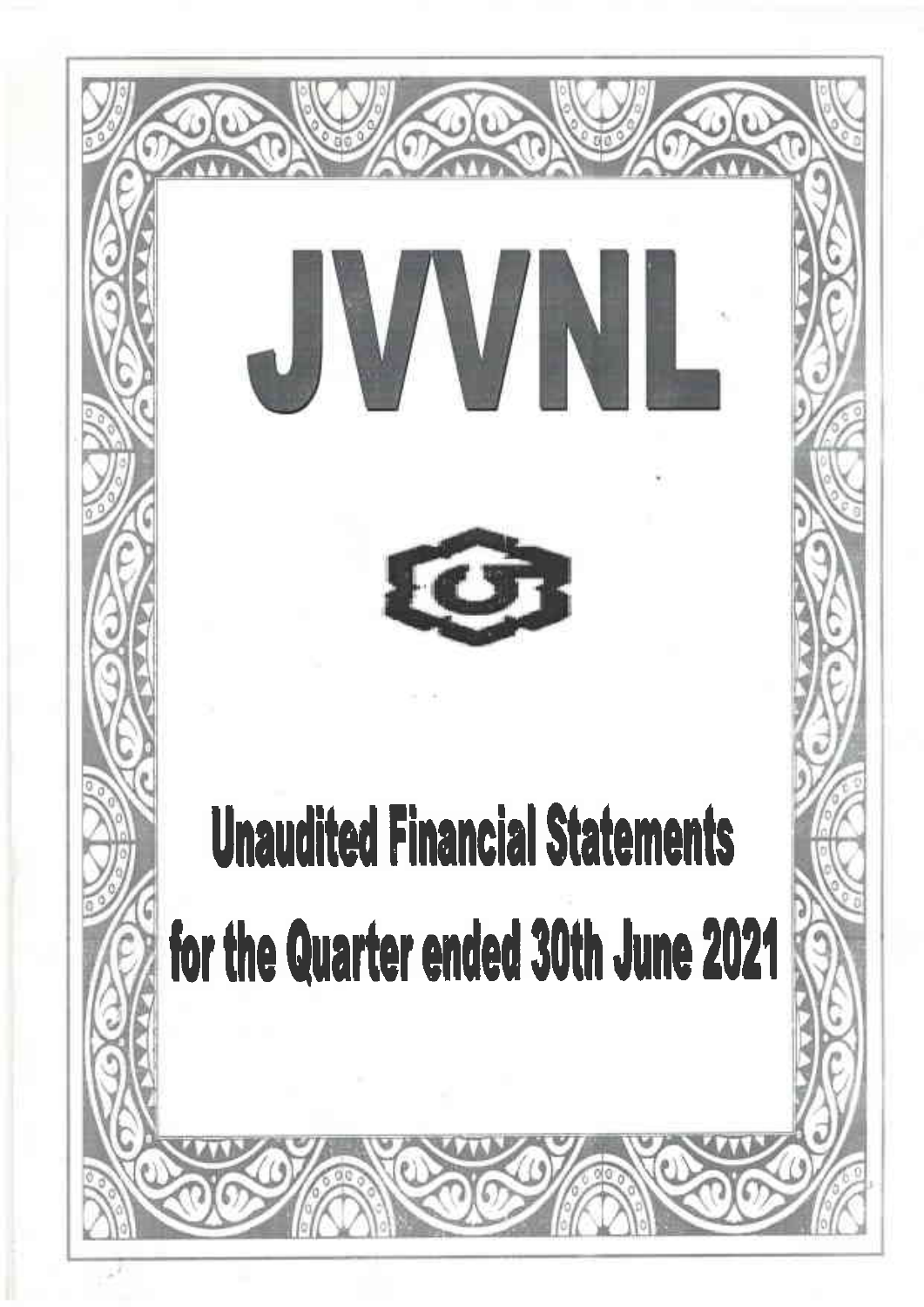# JVVNL

## Unaudited Financial Statements

## for the Quarter ended 30th June 2021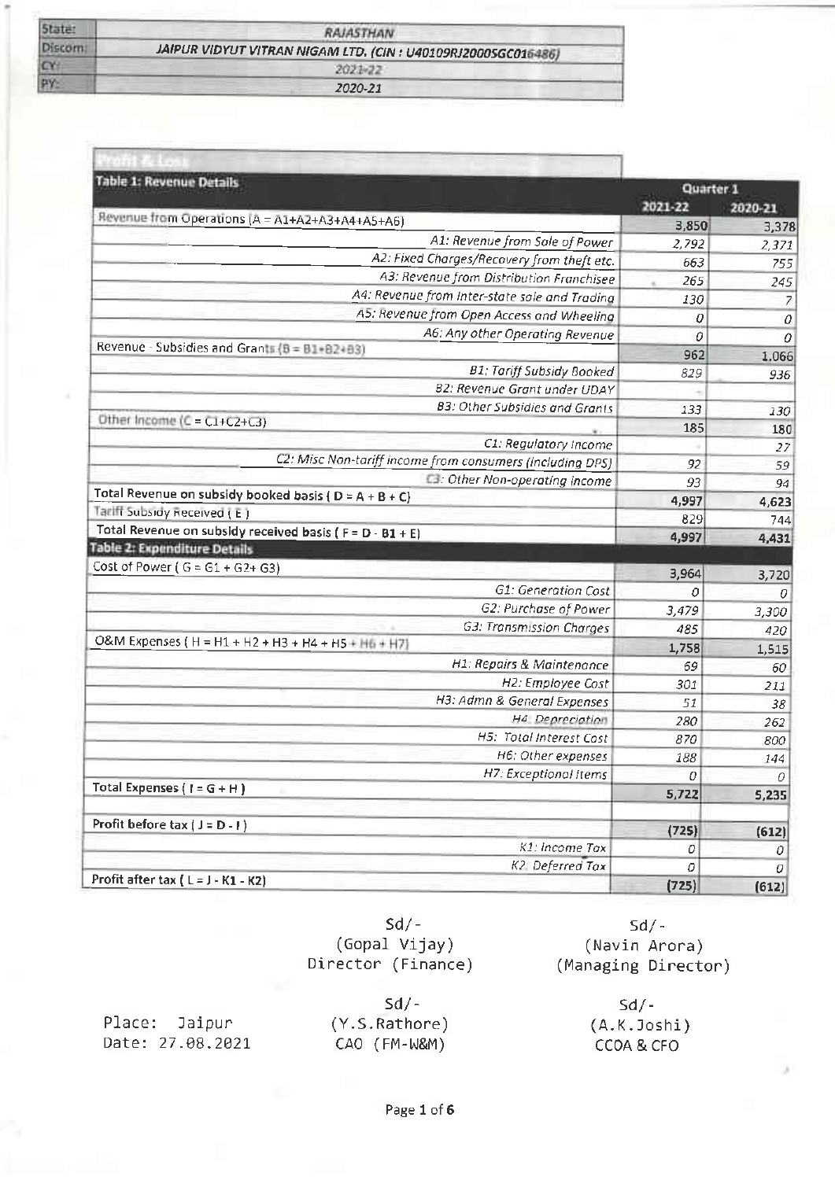| State: | RAJASTHAN |
|---|---|
| Discom: | JAIPUR VIDYUT VITRAN NIGAM LTD. (CIN : U40109RJ2000SGC016486) |
| CY: | 2021-22 |
| PY: | 2020-21 |

## Profit & Loss

| Table 1: Revenue Details | Quarter 1 2021-22 | Quarter 1 2020-21 |
|---|---|---|
| Revenue from Operations (A = A1+A2+A3+A4+A5+A6) | 3,850 | 3,378 |
| A1: Revenue from Sale of Power | 2,792 | 2,371 |
| A2: Fixed Charges/Recovery from theft etc. | 663 | 755 |
| A3: Revenue from Distribution Franchisee | 265 | 245 |
| A4: Revenue from Inter-state sale and Trading | 130 | 7 |
| A5: Revenue from Open Access and Wheeling | 0 | 0 |
| A6: Any other Operating Revenue | 0 | 0 |
| Revenue - Subsidies and Grants (B = B1+B2+B3) | 962 | 1,066 |
| B1: Tariff Subsidy Booked | 829 | 936 |
| B2: Revenue Grant under UDAY | - | |
| B3: Other Subsidies and Grants | 133 | 130 |
| Other Income (C = C1+C2+C3) | 185 | 180 |
| C1: Regulatory Income | - | 27 |
| C2: Misc Non-tariff income from consumers (including DPS) | 92 | 59 |
| C3: Other Non-operating income | 93 | 94 |
| Total Revenue on subsidy booked basis ( D = A + B + C) | 4,997 | 4,623 |
| Tariff Subsidy Received ( E ) | 829 | 744 |
| Total Revenue on subsidy received basis ( F = D - B1 + E) | 4,997 | 4,431 |

| Table 2: Expenditure Details | Quarter 1 2021-22 | Quarter 1 2020-21 |
|---|---|---|
| Cost of Power ( G = G1 + G2+ G3) | 3,964 | 3,720 |
| G1: Generation Cost | 0 | 0 |
| G2: Purchase of Power | 3,479 | 3,300 |
| G3: Transmission Charges | 485 | 420 |
| O&M Expenses ( H = H1 + H2 + H3 + H4 + H5 + H6 + H7) | 1,758 | 1,515 |
| H1: Repairs & Maintenance | 69 | 60 |
| H2: Employee Cost | 301 | 211 |
| H3: Admn & General Expenses | 51 | 38 |
| H4: Depreciation | 280 | 262 |
| H5: Total Interest Cost | 870 | 800 |
| H6: Other expenses | 188 | 144 |
| H7: Exceptional Items | 0 | 0 |
| Total Expenses ( I = G + H ) | 5,722 | 5,235 |
| | | |
| Profit before tax ( J = D - I ) | (725) | (612) |
| K1: Income Tax | 0 | 0 |
| K2: Deferred Tax | 0 | 0 |
| Profit after tax ( L = J - K1 - K2) | (725) | (612) |

Sd/-
(Gopal Vijay)
Director (Finance)

Sd/-
(Navin Arora)
(Managing Director)

Place: Jaipur
Date: 27.08.2021

Sd/-
(Y.S.Rathore)
CAO (FM-W&M)

Sd/-
(A.K.Joshi)
CCOA & CFO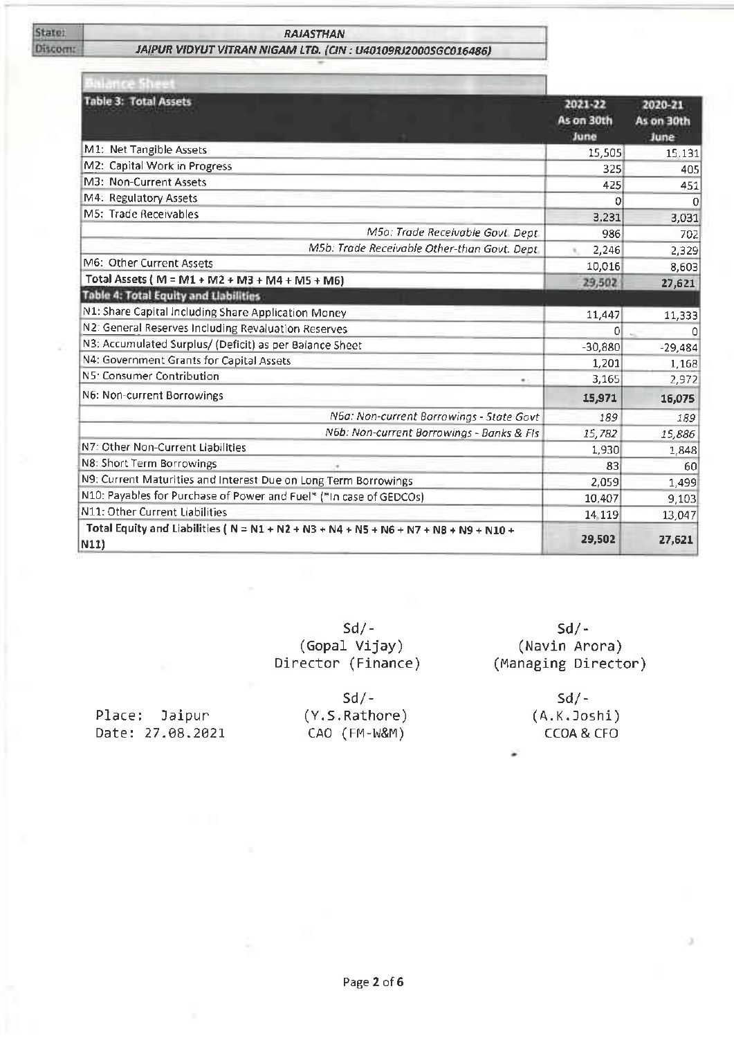| State: | RAJASTHAN |
|---|---|
| Discom: | JAIPUR VIDYUT VITRAN NIGAM LTD. (CIN : U40109RJ2000SGC016486) |

## Balance Sheet

| Table 3: Total Assets | 2021-22 As on 30th June | 2020-21 As on 30th June |
|---|---|---|
| M1: Net Tangible Assets | 15,505 | 15,131 |
| M2: Capital Work in Progress | 325 | 405 |
| M3: Non-Current Assets | 425 | 451 |
| M4: Regulatory Assets | 0 | 0 |
| M5: Trade Receivables | 3,231 | 3,031 |
| *M5a: Trade Receivable Govt. Dept* | 986 | 702 |
| *M5b: Trade Receivable Other-than Govt. Dept* | 2,246 | 2,329 |
| M6: Other Current Assets | 10,016 | 8,603 |
| **Total Assets ( M = M1 + M2 + M3 + M4 + M5 + M6)** | **29,502** | **27,621** |
| **Table 4: Total Equity and Liabilities** | | |
| N1: Share Capital including Share Application Money | 11,447 | 11,333 |
| N2: General Reserves including Revaluation Reserves | 0 | 0 |
| N3: Accumulated Surplus/ (Deficit) as per Balance Sheet | -30,880 | -29,484 |
| N4: Government Grants for Capital Assets | 1,201 | 1,168 |
| N5: Consumer Contribution | 3,165 | 2,972 |
| N6: Non-current Borrowings | **15,971** | **16,075** |
| *N6a: Non-current Borrowings - State Govt* | *189* | *189* |
| *N6b: Non-current Borrowings - Banks & FIs* | *15,782* | *15,886* |
| N7: Other Non-Current Liabilities | 1,930 | 1,848 |
| N8: Short Term Borrowings | 83 | 60 |
| N9: Current Maturities and Interest Due on Long Term Borrowings | 2,059 | 1,499 |
| N10: Payables for Purchase of Power and Fuel* (*In case of GEDCOs) | 10,407 | 9,103 |
| N11: Other Current Liabilities | 14,119 | 13,047 |
| **Total Equity and Liabilities ( N = N1 + N2 + N3 + N4 + N5 + N6 + N7 + N8 + N9 + N10 + N11)** | **29,502** | **27,621** |

Sd/-
(Gopal Vijay)
Director (Finance)

Sd/-
(Navin Arora)
(Managing Director)

Place: Jaipur
Date: 27.08.2021

Sd/-
(Y.S.Rathore)
CAO (FM-W&M)

Sd/-
(A.K.Joshi)
CCOA & CFO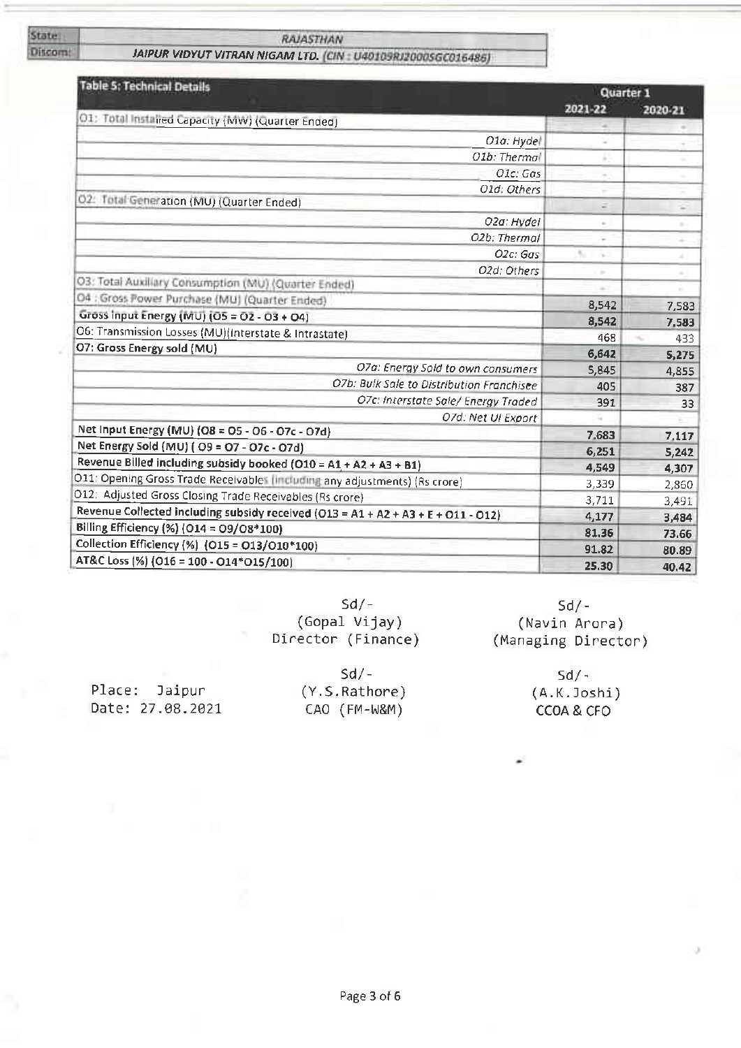| State: | RAJASTHAN |
|---|---|
| Discom: | JAIPUR VIDYUT VITRAN NIGAM LTD. (CIN : U40109RJ2000SGC016486) |

| Table 5: Technical Details | Quarter 1 | |
|---|---|---|
| | 2021-22 | 2020-21 |
| O1: Total Installed Capacity (MW) (Quarter Ended) | - | - |
| O1a: Hydel | - | - |
| O1b: Thermal | - | - |
| O1c: Gas | - | - |
| O1d: Others | - | - |
| O2: Total Generation (MU) (Quarter Ended) | - | - |
| O2a: Hydel | - | - |
| O2b: Thermal | - | - |
| O2c: Gas | - | - |
| O2d: Others | - | - |
| O3: Total Auxiliary Consumption (MU) (Quarter Ended) | - | - |
| O4 : Gross Power Purchase (MU) (Quarter Ended) | 8,542 | 7,583 |
| Gross Input Energy (MU) (O5 = O2 - O3 + O4) | 8,542 | 7,583 |
| O6: Transmission Losses (MU)(Interstate & Intrastate) | 468 | 433 |
| O7: Gross Energy sold (MU) | 6,642 | 5,275 |
| O7a: Energy Sold to own consumers | 5,845 | 4,855 |
| O7b: Bulk Sale to Distribution Franchisee | 405 | 387 |
| O7c: Interstate Sale/ Energy Traded | 391 | 33 |
| O7d: Net UI Export | - | - |
| Net Input Energy (MU) (O8 = O5 - O6 - O7c - O7d) | 7,683 | 7,117 |
| Net Energy Sold (MU) ( O9 = O7 - O7c - O7d) | 6,251 | 5,242 |
| Revenue Billed including subsidy booked (O10 = A1 + A2 + A3 + B1) | 4,549 | 4,307 |
| O11: Opening Gross Trade Receivables (including any adjustments) (Rs crore) | 3,339 | 2,860 |
| O12: Adjusted Gross Closing Trade Receivables (Rs crore) | 3,711 | 3,491 |
| Revenue Collected including subsidy received (O13 = A1 + A2 + A3 + E + O11 - O12) | 4,177 | 3,484 |
| Billing Efficiency (%) (O14 = O9/O8*100) | 81.36 | 73.66 |
| Collection Efficiency (%) (O15 = O13/O10*100) | 91.82 | 80.89 |
| AT&C Loss (%) (O16 = 100 - O14*O15/100) | 25.30 | 40.42 |

Sd/-
(Gopal Vijay)
Director (Finance)

Sd/-
(Navin Arora)
(Managing Director)

Place: Jaipur
Date: 27.08.2021

Sd/-
(Y.S.Rathore)
CAO (FM-W&M)

Sd/-
(A.K.Joshi)
CCOA & CFO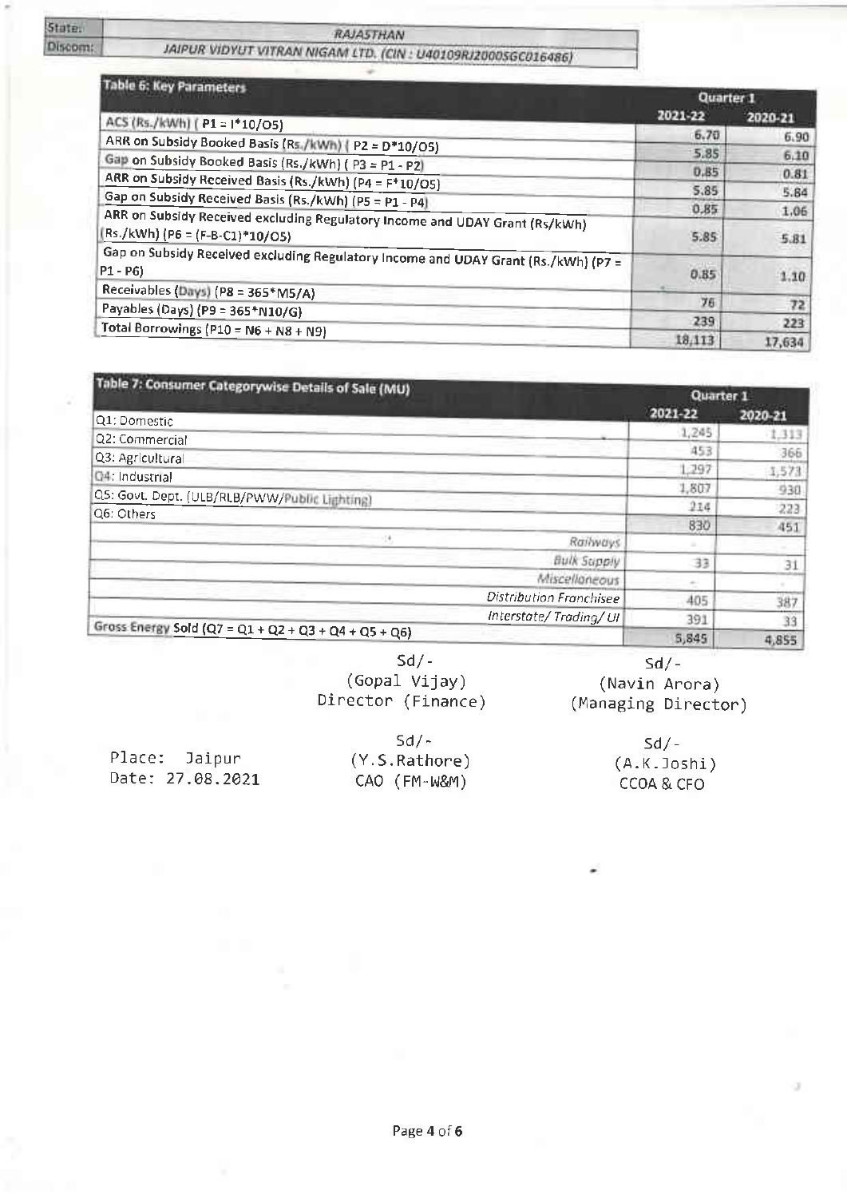| State: | RAJASTHAN |
|---|---|
| Discom: | JAIPUR VIDYUT VITRAN NIGAM LTD. (CIN : U40109RJ2000SGC016486) |

| Table 6: Key Parameters | Quarter 1 | |
|---|---|---|
| | 2021-22 | 2020-21 |
| ACS (Rs./kWh) ( P1 = I*10/O5) | 6.70 | 6.90 |
| ARR on Subsidy Booked Basis (Rs./kWh) ( P2 = D*10/O5) | 5.85 | 6.10 |
| Gap on Subsidy Booked Basis (Rs./kWh) ( P3 = P1 - P2) | 0.85 | 0.81 |
| ARR on Subsidy Received Basis (Rs./kWh) (P4 = F*10/O5) | 5.85 | 5.84 |
| Gap on Subsidy Received Basis (Rs./kWh) (P5 = P1 - P4) | 0.85 | 1.06 |
| ARR on Subsidy Received excluding Regulatory Income and UDAY Grant (Rs/kWh) (Rs./kWh) (P6 = (F-B-C1)*10/O5) | 5.85 | 5.81 |
| Gap on Subsidy Received excluding Regulatory Income and UDAY Grant (Rs./kWh) (P7 = P1 - P6) | 0.85 | 1.10 |
| Receivables (Days) (P8 = 365*M5/A) | 76 | 72 |
| Payables (Days) (P9 = 365*N10/G) | 239 | 223 |
| Total Borrowings (P10 = N6 + N8 + N9) | 18,113 | 17,634 |

| Table 7: Consumer Categorywise Details of Sale (MU) | Quarter 1 | |
|---|---|---|
| | 2021-22 | 2020-21 |
| Q1: Domestic | 1,245 | 1,313 |
| Q2: Commercial | 453 | 366 |
| Q3: Agricultural | 1,297 | 1,573 |
| Q4: Industrial | 1,807 | 930 |
| Q5: Govt. Dept. (ULB/RLB/PWW/Public Lighting) | 214 | 223 |
| Q6: Others | 830 | 451 |
| *Railways* | - | - |
| *Bulk Supply* | 33 | 31 |
| *Miscellaneous* | - | - |
| *Distribution Franchisee* | 405 | 387 |
| *Interstate/ Trading/ UI* | 391 | 33 |
| Gross Energy Sold (Q7 = Q1 + Q2 + Q3 + Q4 + Q5 + Q6) | 5,845 | 4,855 |

Sd/-
(Gopal Vijay)
Director (Finance)

Sd/-
(Navin Arora)
(Managing Director)

Place: Jaipur
Date: 27.08.2021

Sd/-
(Y.S.Rathore)
CAO (FM-W&M)

Sd/-
(A.K.Joshi)
CCOA & CFO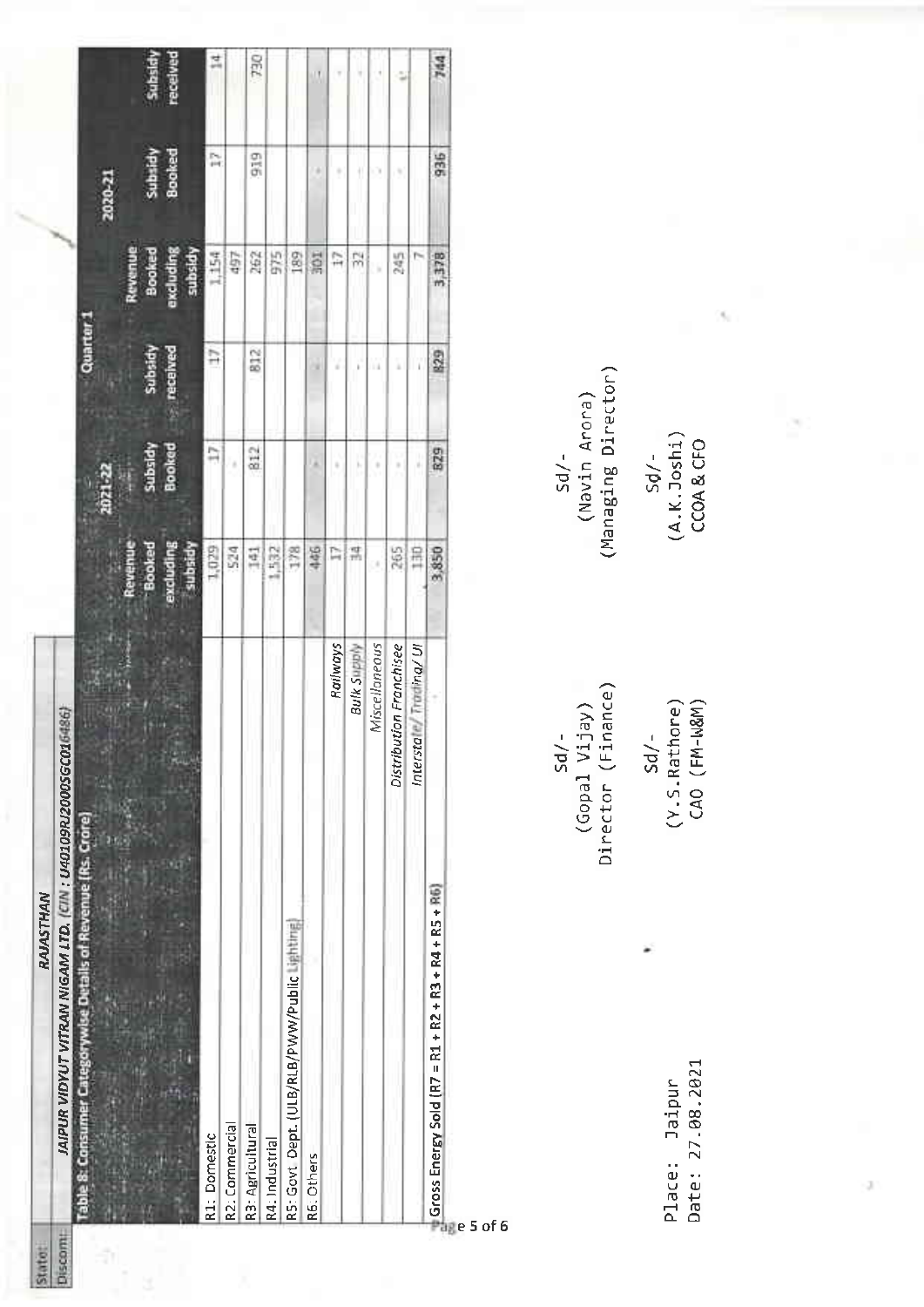| State: | RAJASTHAN | | | | | | |
|---|---|---|---|---|---|---|---|
| Discom: | JAIPUR VIDYUT VITRAN NIGAM LTD. (CIN : U40109RJ2000SGC016486) | | | | | | |

**Table 8: Consumer Categorywise Details of Revenue (Rs. Crore)**

| | Quarter 1 | | | | | |
|---|---|---|---|---|---|---|
| | 2021-22 | | | 2020-21 | | |
| | Revenue Booked excluding subsidy | Subsidy Booked | Subsidy received | Revenue Booked excluding subsidy | Subsidy Booked | Subsidy received |
| R1: Domestic | 1,029 | 17 | 17 | 1,154 | 17 | 14 |
| R2: Commercial | 524 | - | | 497 | | |
| R3: Agricultural | 141 | 812 | 812 | 262 | 919 | 730 |
| R4: Industrial | 1,532 | | | 975 | | |
| R5: Govt. Dept. (ULB/RLB/PWW/Public Lighting) | 178 | | | 189 | | |
| R6: Others | 446 | - | - | 301 | - | - |
| *Railways* | 17 | - | - | 17 | - | - |
| *Bulk Supply* | 34 | - | - | 32 | - | - |
| *Miscellaneous* | - | - | - | - | - | - |
| *Distribution Franchisee* | 265 | - | - | 245 | - | - |
| *Interstate/ Trading/ UI* | 130 | - | - | 7 | - | - |
| Gross Energy Sold (R7 = R1 + R2 + R3 + R4 + R5 + R6) | 3,850 | 829 | 829 | 3,378 | 936 | 744 |

Place: Jaipur
Date: 27.08.2021

Sd/-
(Gopal Vijay)
Director (Finance)

Sd/-
(Navin Arora)
(Managing Director)

Sd/-
(Y.S.Rathore)
CAO (FM-W&M)

Sd/-
(A.K.Joshi)
CCOA & CFO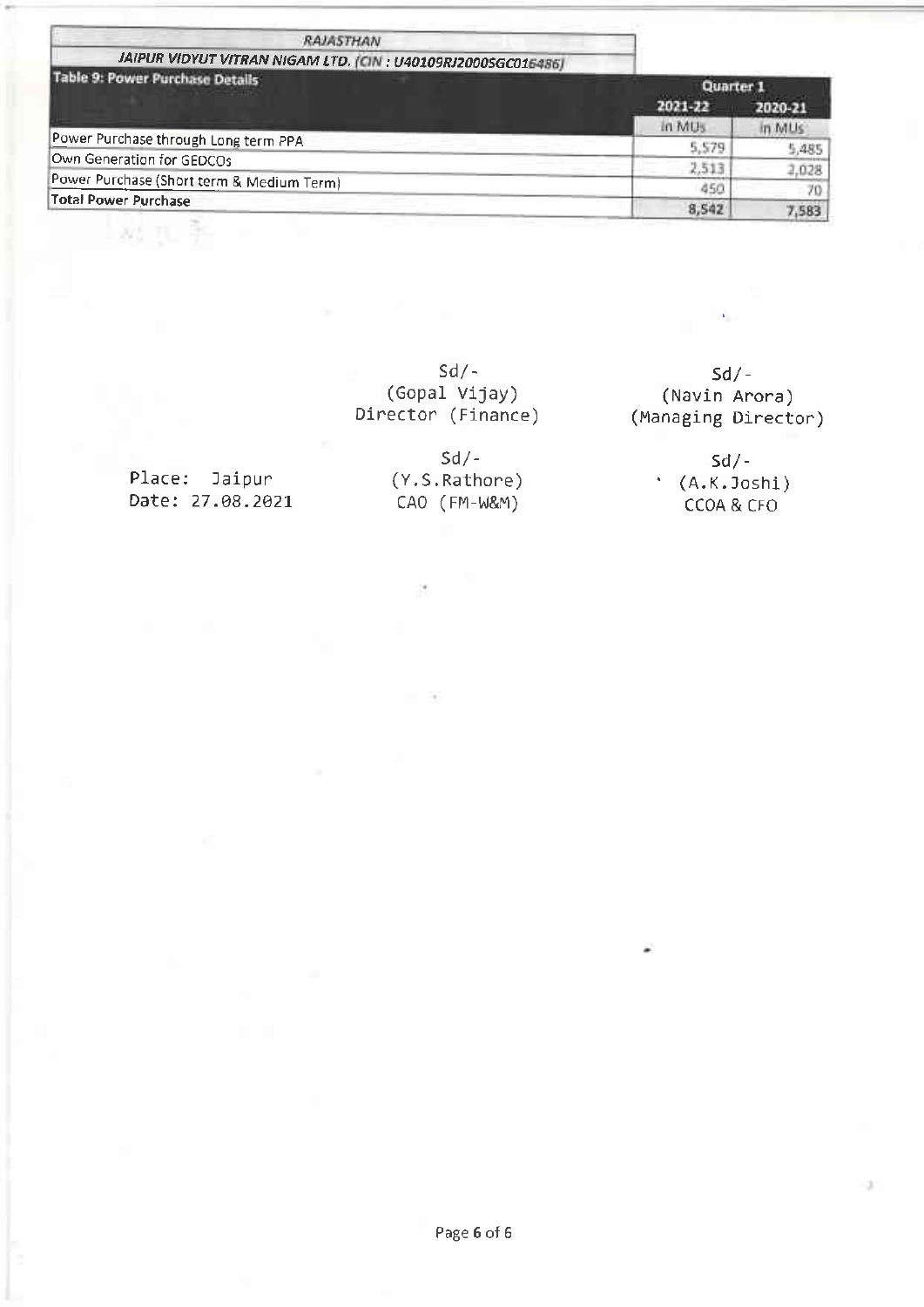| RAJASTHAN | | |
|---|---|---|
| JAIPUR VIDYUT VITRAN NIGAM LTD. (CIN : U40109RJ2000SGC016486) | | |
| **Table 9: Power Purchase Details** | **Quarter 1** | |
| | **2021-22** | **2020-21** |
| | in MUs | in MUs |
| Power Purchase through Long term PPA | 5,579 | 5,485 |
| Own Generation for GEDCOs | 2,513 | 2,028 |
| Power Purchase (Short term & Medium Term) | 450 | 70 |
| **Total Power Purchase** | **8,542** | **7,583** |

Sd/-
(Gopal Vijay)
Director (Finance)

Sd/-
(Navin Arora)
(Managing Director)

Place: Jaipur
Date: 27.08.2021

Sd/-
(Y.S.Rathore)
CAO (FM-W&M)

Sd/-
(A.K.Joshi)
CCOA & CFO